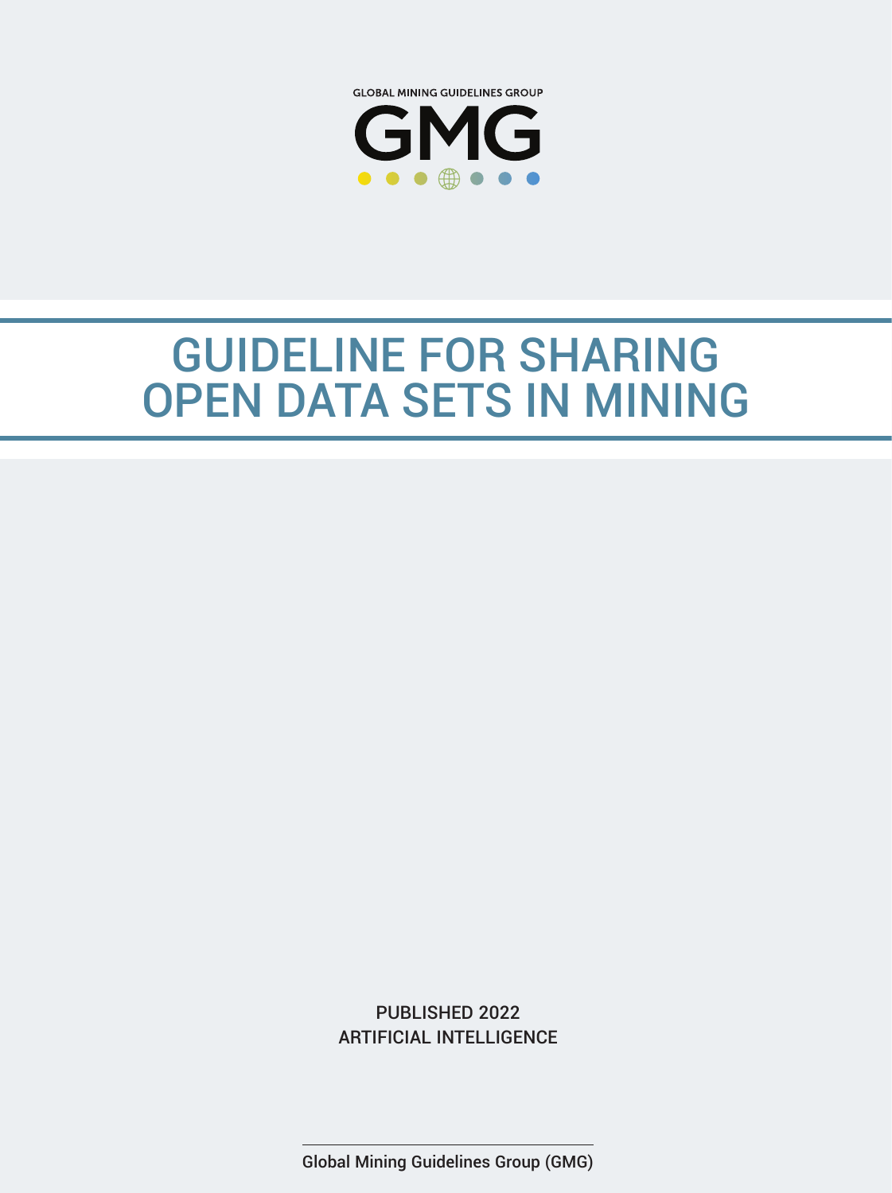GLOBAL MINING GUIDELINES GROUP

GMG

# GUIDELINE FOR SHARING OPEN DATA SETS IN MINING

PUBLISHED 2022

ARTIFICIAL INTELLIGENCE

Global Mining Guidelines Group (GMG)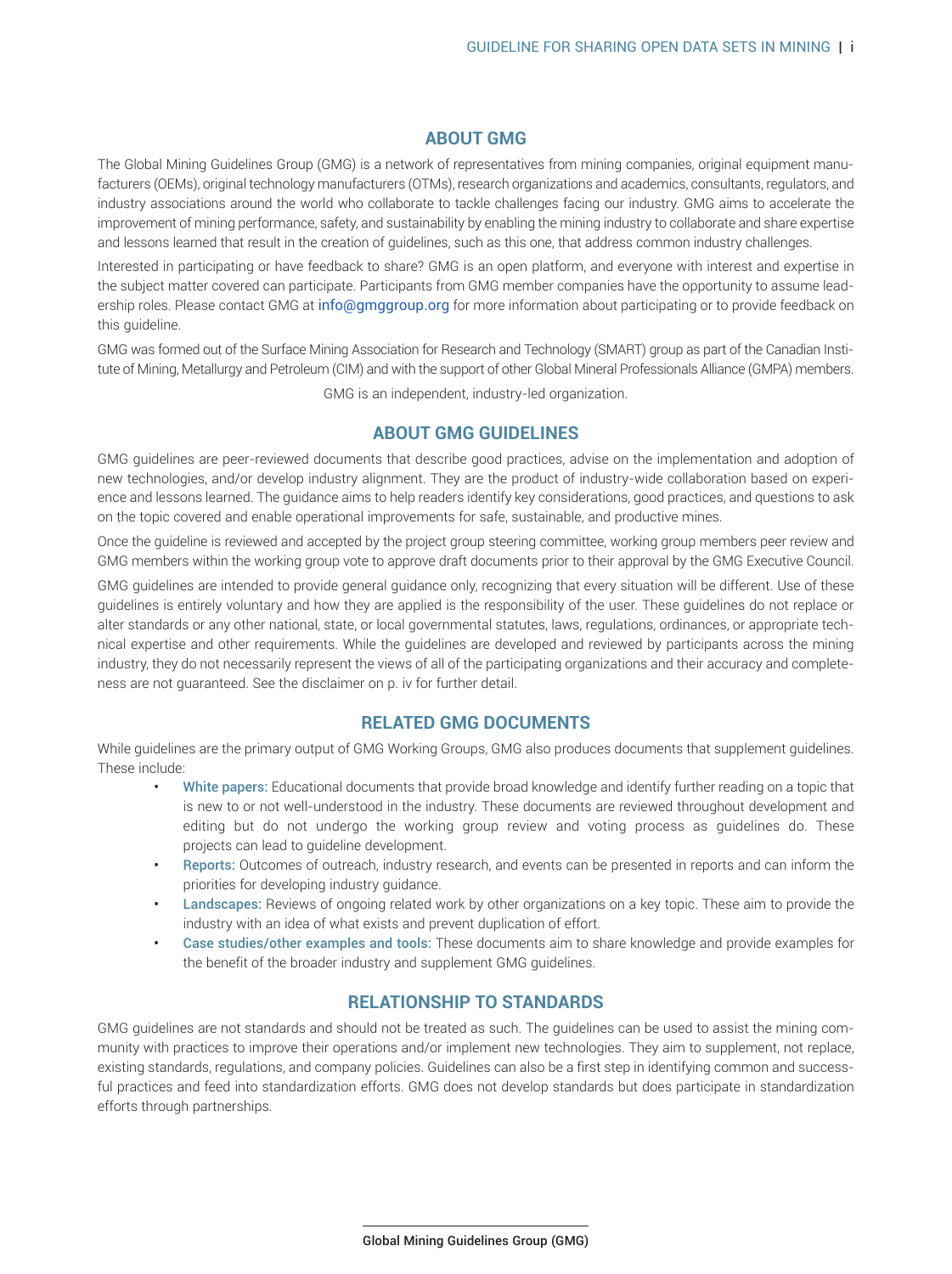## ABOUT GMG

The Global Mining Guidelines Group (GMG) is a network of representatives from mining companies, original equipment manufacturers (OEMs), original technology manufacturers (OTMs), research organizations and academics, consultants, regulators, and industry associations around the world who collaborate to tackle challenges facing our industry. GMG aims to accelerate the improvement of mining performance, safety, and sustainability by enabling the mining industry to collaborate and share expertise and lessons learned that result in the creation of guidelines, such as this one, that address common industry challenges.

Interested in participating or have feedback to share? GMG is an open platform, and everyone with interest and expertise in the subject matter covered can participate. Participants from GMG member companies have the opportunity to assume leadership roles. Please contact GMG at info@gmggroup.org for more information about participating or to provide feedback on this guideline.

GMG was formed out of the Surface Mining Association for Research and Technology (SMART) group as part of the Canadian Institute of Mining, Metallurgy and Petroleum (CIM) and with the support of other Global Mineral Professionals Alliance (GMPA) members.

GMG is an independent, industry-led organization.

## ABOUT GMG GUIDELINES

GMG guidelines are peer-reviewed documents that describe good practices, advise on the implementation and adoption of new technologies, and/or develop industry alignment. They are the product of industry-wide collaboration based on experience and lessons learned. The guidance aims to help readers identify key considerations, good practices, and questions to ask on the topic covered and enable operational improvements for safe, sustainable, and productive mines.

Once the guideline is reviewed and accepted by the project group steering committee, working group members peer review and GMG members within the working group vote to approve draft documents prior to their approval by the GMG Executive Council.

GMG guidelines are intended to provide general guidance only, recognizing that every situation will be different. Use of these guidelines is entirely voluntary and how they are applied is the responsibility of the user. These guidelines do not replace or alter standards or any other national, state, or local governmental statutes, laws, regulations, ordinances, or appropriate technical expertise and other requirements. While the guidelines are developed and reviewed by participants across the mining industry, they do not necessarily represent the views of all of the participating organizations and their accuracy and completeness are not guaranteed. See the disclaimer on p. iv for further detail.

## RELATED GMG DOCUMENTS

While guidelines are the primary output of GMG Working Groups, GMG also produces documents that supplement guidelines. These include:

- **White papers:** Educational documents that provide broad knowledge and identify further reading on a topic that is new to or not well-understood in the industry. These documents are reviewed throughout development and editing but do not undergo the working group review and voting process as guidelines do. These projects can lead to guideline development.
- **Reports:** Outcomes of outreach, industry research, and events can be presented in reports and can inform the priorities for developing industry guidance.
- **Landscapes:** Reviews of ongoing related work by other organizations on a key topic. These aim to provide the industry with an idea of what exists and prevent duplication of effort.
- **Case studies/other examples and tools:** These documents aim to share knowledge and provide examples for the benefit of the broader industry and supplement GMG guidelines.

## RELATIONSHIP TO STANDARDS

GMG guidelines are not standards and should not be treated as such. The guidelines can be used to assist the mining community with practices to improve their operations and/or implement new technologies. They aim to supplement, not replace, existing standards, regulations, and company policies. Guidelines can also be a first step in identifying common and successful practices and feed into standardization efforts. GMG does not develop standards but does participate in standardization efforts through partnerships.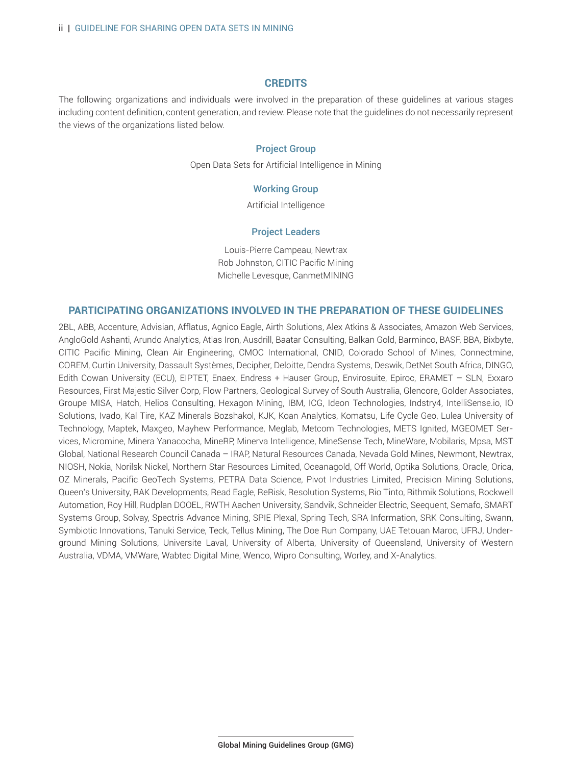## CREDITS

The following organizations and individuals were involved in the preparation of these guidelines at various stages including content definition, content generation, and review. Please note that the guidelines do not necessarily represent the views of the organizations listed below.

### Project Group

Open Data Sets for Artificial Intelligence in Mining

### Working Group

Artificial Intelligence

### Project Leaders

Louis-Pierre Campeau, Newtrax
Rob Johnston, CITIC Pacific Mining
Michelle Levesque, CanmetMINING

## PARTICIPATING ORGANIZATIONS INVOLVED IN THE PREPARATION OF THESE GUIDELINES

2BL, ABB, Accenture, Advisian, Afflatus, Agnico Eagle, Airth Solutions, Alex Atkins & Associates, Amazon Web Services, AngloGold Ashanti, Arundo Analytics, Atlas Iron, Ausdrill, Baatar Consulting, Balkan Gold, Barminco, BASF, BBA, Bixbyte, CITIC Pacific Mining, Clean Air Engineering, CMOC International, CNID, Colorado School of Mines, Connectmine, COREM, Curtin University, Dassault Systèmes, Decipher, Deloitte, Dendra Systems, Deswik, DetNet South Africa, DINGO, Edith Cowan University (ECU), EIPTET, Enaex, Endress + Hauser Group, Envirosuite, Epiroc, ERAMET – SLN, Exxaro Resources, First Majestic Silver Corp, Flow Partners, Geological Survey of South Australia, Glencore, Golder Associates, Groupe MISA, Hatch, Helios Consulting, Hexagon Mining, IBM, ICG, Ideon Technologies, Indstry4, IntelliSense.io, IO Solutions, Ivado, Kal Tire, KAZ Minerals Bozshakol, KJK, Koan Analytics, Komatsu, Life Cycle Geo, Lulea University of Technology, Maptek, Maxgeo, Mayhew Performance, Meglab, Metcom Technologies, METS Ignited, MGEOMET Services, Micromine, Minera Yanacocha, MineRP, Minerva Intelligence, MineSense Tech, MineWare, Mobilaris, Mpsa, MST Global, National Research Council Canada – IRAP, Natural Resources Canada, Nevada Gold Mines, Newmont, Newtrax, NIOSH, Nokia, Norilsk Nickel, Northern Star Resources Limited, Oceanagold, Off World, Optika Solutions, Oracle, Orica, OZ Minerals, Pacific GeoTech Systems, PETRA Data Science, Pivot Industries Limited, Precision Mining Solutions, Queen's University, RAK Developments, Read Eagle, ReRisk, Resolution Systems, Rio Tinto, Rithmik Solutions, Rockwell Automation, Roy Hill, Rudplan DOOEL, RWTH Aachen University, Sandvik, Schneider Electric, Seequent, Semafo, SMART Systems Group, Solvay, Spectris Advance Mining, SPIE Plexal, Spring Tech, SRA Information, SRK Consulting, Swann, Symbiotic Innovations, Tanuki Service, Teck, Tellus Mining, The Doe Run Company, UAE Tetouan Maroc, UFRJ, Underground Mining Solutions, Universite Laval, University of Alberta, University of Queensland, University of Western Australia, VDMA, VMWare, Wabtec Digital Mine, Wenco, Wipro Consulting, Worley, and X-Analytics.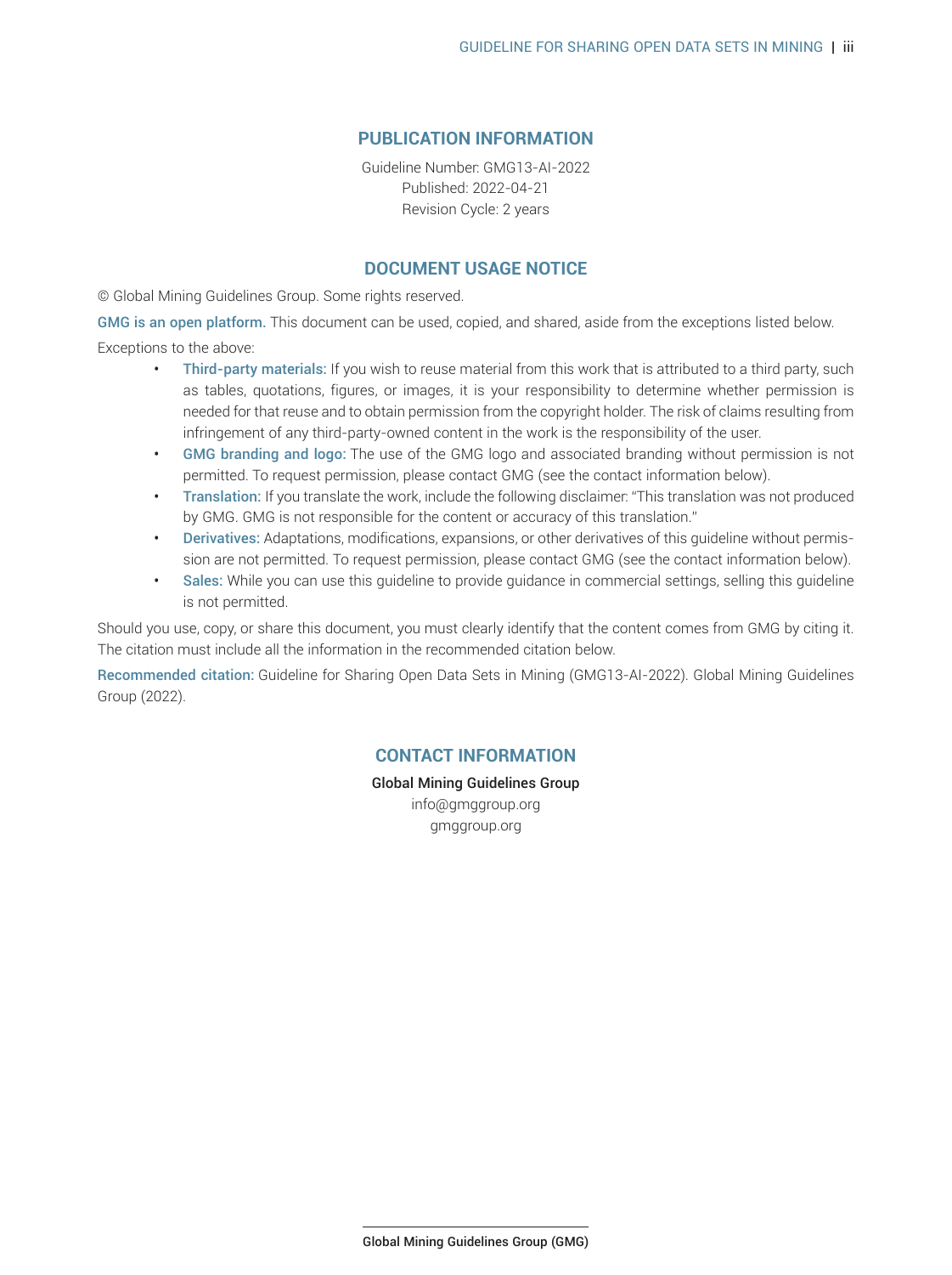## PUBLICATION INFORMATION

Guideline Number: GMG13-AI-2022
Published: 2022-04-21
Revision Cycle: 2 years

## DOCUMENT USAGE NOTICE

© Global Mining Guidelines Group. Some rights reserved.

**GMG is an open platform.** This document can be used, copied, and shared, aside from the exceptions listed below.

Exceptions to the above:

- **Third-party materials:** If you wish to reuse material from this work that is attributed to a third party, such as tables, quotations, figures, or images, it is your responsibility to determine whether permission is needed for that reuse and to obtain permission from the copyright holder. The risk of claims resulting from infringement of any third-party-owned content in the work is the responsibility of the user.
- **GMG branding and logo:** The use of the GMG logo and associated branding without permission is not permitted. To request permission, please contact GMG (see the contact information below).
- **Translation:** If you translate the work, include the following disclaimer: "This translation was not produced by GMG. GMG is not responsible for the content or accuracy of this translation."
- **Derivatives:** Adaptations, modifications, expansions, or other derivatives of this guideline without permission are not permitted. To request permission, please contact GMG (see the contact information below).
- **Sales:** While you can use this guideline to provide guidance in commercial settings, selling this guideline is not permitted.

Should you use, copy, or share this document, you must clearly identify that the content comes from GMG by citing it. The citation must include all the information in the recommended citation below.

**Recommended citation:** Guideline for Sharing Open Data Sets in Mining (GMG13-AI-2022). Global Mining Guidelines Group (2022).

## CONTACT INFORMATION

Global Mining Guidelines Group
info@gmggroup.org
gmggroup.org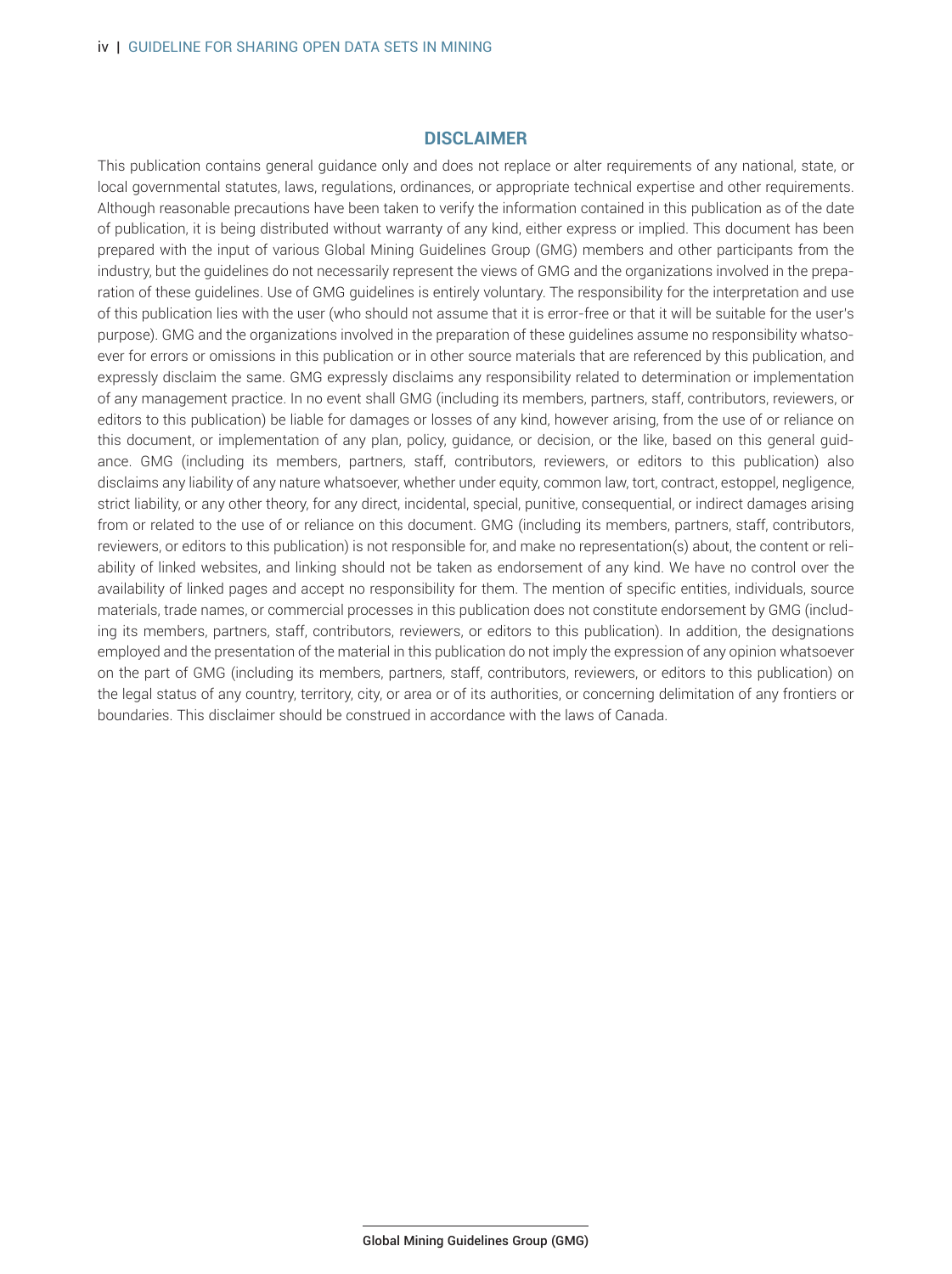## DISCLAIMER

This publication contains general guidance only and does not replace or alter requirements of any national, state, or local governmental statutes, laws, regulations, ordinances, or appropriate technical expertise and other requirements. Although reasonable precautions have been taken to verify the information contained in this publication as of the date of publication, it is being distributed without warranty of any kind, either express or implied. This document has been prepared with the input of various Global Mining Guidelines Group (GMG) members and other participants from the industry, but the guidelines do not necessarily represent the views of GMG and the organizations involved in the preparation of these guidelines. Use of GMG guidelines is entirely voluntary. The responsibility for the interpretation and use of this publication lies with the user (who should not assume that it is error-free or that it will be suitable for the user's purpose). GMG and the organizations involved in the preparation of these guidelines assume no responsibility whatsoever for errors or omissions in this publication or in other source materials that are referenced by this publication, and expressly disclaim the same. GMG expressly disclaims any responsibility related to determination or implementation of any management practice. In no event shall GMG (including its members, partners, staff, contributors, reviewers, or editors to this publication) be liable for damages or losses of any kind, however arising, from the use of or reliance on this document, or implementation of any plan, policy, guidance, or decision, or the like, based on this general guidance. GMG (including its members, partners, staff, contributors, reviewers, or editors to this publication) also disclaims any liability of any nature whatsoever, whether under equity, common law, tort, contract, estoppel, negligence, strict liability, or any other theory, for any direct, incidental, special, punitive, consequential, or indirect damages arising from or related to the use of or reliance on this document. GMG (including its members, partners, staff, contributors, reviewers, or editors to this publication) is not responsible for, and make no representation(s) about, the content or reliability of linked websites, and linking should not be taken as endorsement of any kind. We have no control over the availability of linked pages and accept no responsibility for them. The mention of specific entities, individuals, source materials, trade names, or commercial processes in this publication does not constitute endorsement by GMG (including its members, partners, staff, contributors, reviewers, or editors to this publication). In addition, the designations employed and the presentation of the material in this publication do not imply the expression of any opinion whatsoever on the part of GMG (including its members, partners, staff, contributors, reviewers, or editors to this publication) on the legal status of any country, territory, city, or area or of its authorities, or concerning delimitation of any frontiers or boundaries. This disclaimer should be construed in accordance with the laws of Canada.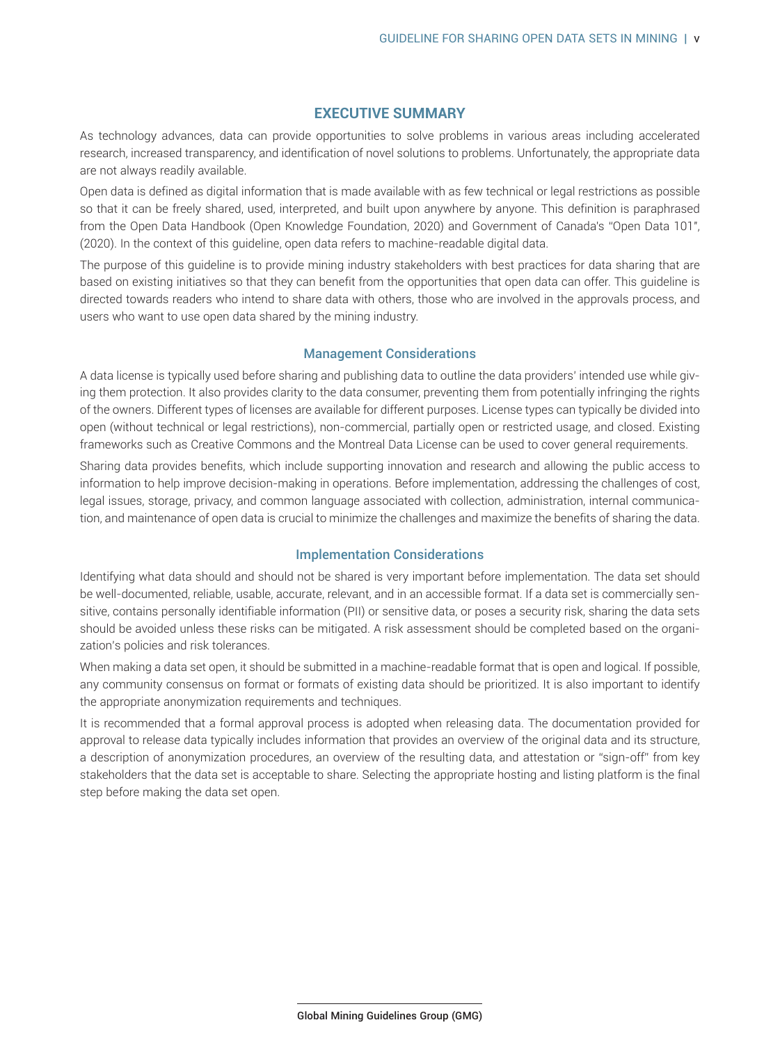## EXECUTIVE SUMMARY

As technology advances, data can provide opportunities to solve problems in various areas including accelerated research, increased transparency, and identification of novel solutions to problems. Unfortunately, the appropriate data are not always readily available.

Open data is defined as digital information that is made available with as few technical or legal restrictions as possible so that it can be freely shared, used, interpreted, and built upon anywhere by anyone. This definition is paraphrased from the Open Data Handbook (Open Knowledge Foundation, 2020) and Government of Canada's "Open Data 101", (2020). In the context of this guideline, open data refers to machine-readable digital data.

The purpose of this guideline is to provide mining industry stakeholders with best practices for data sharing that are based on existing initiatives so that they can benefit from the opportunities that open data can offer. This guideline is directed towards readers who intend to share data with others, those who are involved in the approvals process, and users who want to use open data shared by the mining industry.

### Management Considerations

A data license is typically used before sharing and publishing data to outline the data providers' intended use while giving them protection. It also provides clarity to the data consumer, preventing them from potentially infringing the rights of the owners. Different types of licenses are available for different purposes. License types can typically be divided into open (without technical or legal restrictions), non-commercial, partially open or restricted usage, and closed. Existing frameworks such as Creative Commons and the Montreal Data License can be used to cover general requirements.

Sharing data provides benefits, which include supporting innovation and research and allowing the public access to information to help improve decision-making in operations. Before implementation, addressing the challenges of cost, legal issues, storage, privacy, and common language associated with collection, administration, internal communication, and maintenance of open data is crucial to minimize the challenges and maximize the benefits of sharing the data.

### Implementation Considerations

Identifying what data should and should not be shared is very important before implementation. The data set should be well-documented, reliable, usable, accurate, relevant, and in an accessible format. If a data set is commercially sensitive, contains personally identifiable information (PII) or sensitive data, or poses a security risk, sharing the data sets should be avoided unless these risks can be mitigated. A risk assessment should be completed based on the organization's policies and risk tolerances.

When making a data set open, it should be submitted in a machine-readable format that is open and logical. If possible, any community consensus on format or formats of existing data should be prioritized. It is also important to identify the appropriate anonymization requirements and techniques.

It is recommended that a formal approval process is adopted when releasing data. The documentation provided for approval to release data typically includes information that provides an overview of the original data and its structure, a description of anonymization procedures, an overview of the resulting data, and attestation or "sign-off" from key stakeholders that the data set is acceptable to share. Selecting the appropriate hosting and listing platform is the final step before making the data set open.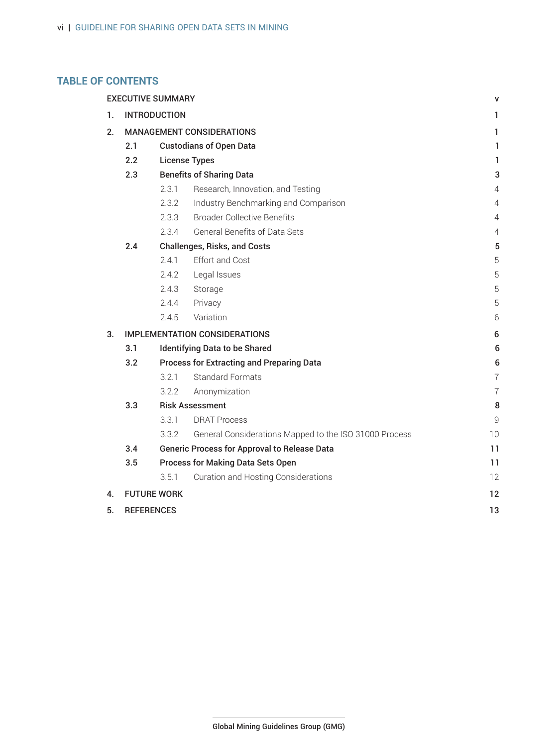## TABLE OF CONTENTS

- EXECUTIVE SUMMARY v
- 1. INTRODUCTION 1
- 2. MANAGEMENT CONSIDERATIONS 1
  - **2.1 Custodians of Open Data** 1
  - **2.2 License Types** 1
  - **2.3 Benefits of Sharing Data** 3
    - 2.3.1 Research, Innovation, and Testing 4
    - 2.3.2 Industry Benchmarking and Comparison 4
    - 2.3.3 Broader Collective Benefits 4
    - 2.3.4 General Benefits of Data Sets 4
  - **2.4 Challenges, Risks, and Costs** 5
    - 2.4.1 Effort and Cost 5
    - 2.4.2 Legal Issues 5
    - 2.4.3 Storage 5
    - 2.4.4 Privacy 5
    - 2.4.5 Variation 6
- 3. IMPLEMENTATION CONSIDERATIONS 6
  - **3.1 Identifying Data to be Shared** 6
  - **3.2 Process for Extracting and Preparing Data** 6
    - 3.2.1 Standard Formats 7
    - 3.2.2 Anonymization 7
  - **3.3 Risk Assessment** 8
    - 3.3.1 DRAT Process 9
    - 3.3.2 General Considerations Mapped to the ISO 31000 Process 10
  - **3.4 Generic Process for Approval to Release Data** 11
  - **3.5 Process for Making Data Sets Open** 11
    - 3.5.1 Curation and Hosting Considerations 12
- 4. FUTURE WORK 12
- 5. REFERENCES 13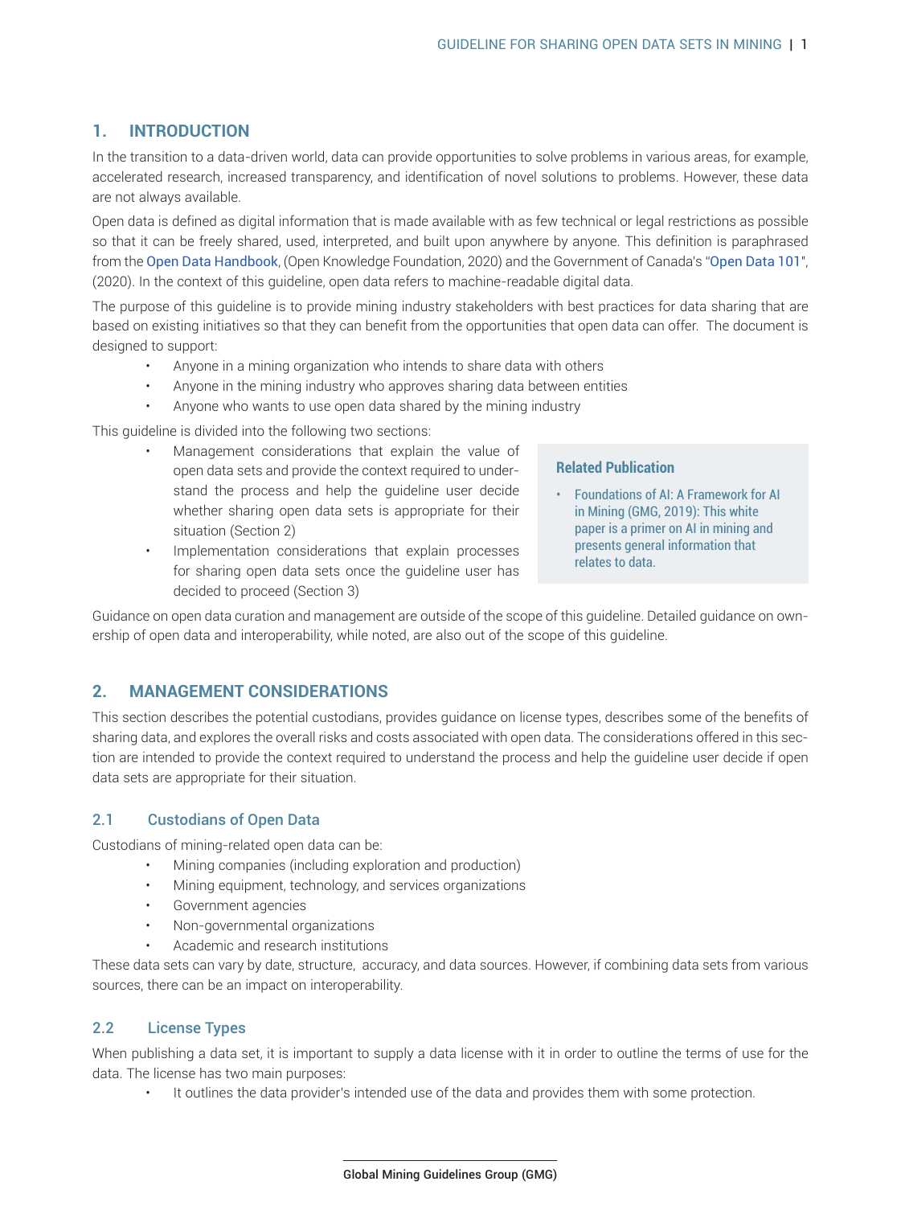## 1. INTRODUCTION

In the transition to a data-driven world, data can provide opportunities to solve problems in various areas, for example, accelerated research, increased transparency, and identification of novel solutions to problems. However, these data are not always available.

Open data is defined as digital information that is made available with as few technical or legal restrictions as possible so that it can be freely shared, used, interpreted, and built upon anywhere by anyone. This definition is paraphrased from the Open Data Handbook, (Open Knowledge Foundation, 2020) and the Government of Canada's "Open Data 101", (2020). In the context of this guideline, open data refers to machine-readable digital data.

The purpose of this guideline is to provide mining industry stakeholders with best practices for data sharing that are based on existing initiatives so that they can benefit from the opportunities that open data can offer. The document is designed to support:

- Anyone in a mining organization who intends to share data with others
- Anyone in the mining industry who approves sharing data between entities
- Anyone who wants to use open data shared by the mining industry

This guideline is divided into the following two sections:

- Management considerations that explain the value of open data sets and provide the context required to understand the process and help the guideline user decide whether sharing open data sets is appropriate for their situation (Section 2)
- Implementation considerations that explain processes for sharing open data sets once the guideline user has decided to proceed (Section 3)

> **Related Publication**
>
> - Foundations of AI: A Framework for AI in Mining (GMG, 2019): This white paper is a primer on AI in mining and presents general information that relates to data.

Guidance on open data curation and management are outside of the scope of this guideline. Detailed guidance on ownership of open data and interoperability, while noted, are also out of the scope of this guideline.

## 2. MANAGEMENT CONSIDERATIONS

This section describes the potential custodians, provides guidance on license types, describes some of the benefits of sharing data, and explores the overall risks and costs associated with open data. The considerations offered in this section are intended to provide the context required to understand the process and help the guideline user decide if open data sets are appropriate for their situation.

### 2.1 Custodians of Open Data

Custodians of mining-related open data can be:

- Mining companies (including exploration and production)
- Mining equipment, technology, and services organizations
- Government agencies
- Non-governmental organizations
- Academic and research institutions

These data sets can vary by date, structure, accuracy, and data sources. However, if combining data sets from various sources, there can be an impact on interoperability.

### 2.2 License Types

When publishing a data set, it is important to supply a data license with it in order to outline the terms of use for the data. The license has two main purposes:

- It outlines the data provider's intended use of the data and provides them with some protection.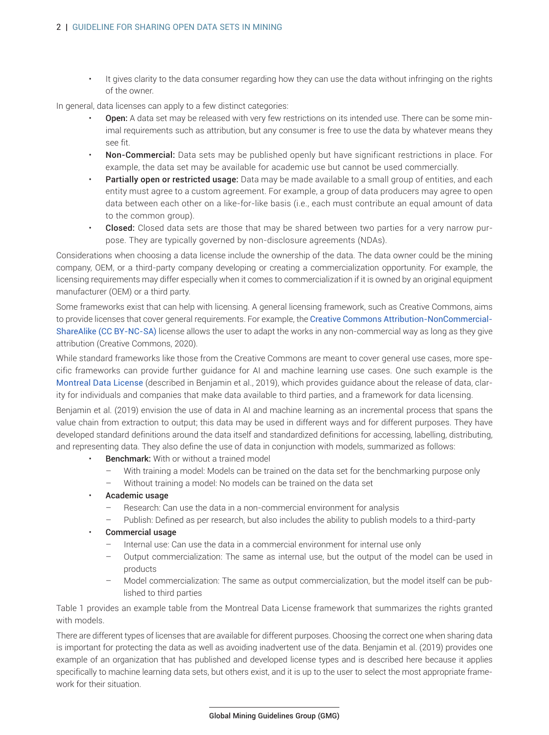- It gives clarity to the data consumer regarding how they can use the data without infringing on the rights of the owner.

In general, data licenses can apply to a few distinct categories:

- **Open:** A data set may be released with very few restrictions on its intended use. There can be some minimal requirements such as attribution, but any consumer is free to use the data by whatever means they see fit.
- **Non-Commercial:** Data sets may be published openly but have significant restrictions in place. For example, the data set may be available for academic use but cannot be used commercially.
- **Partially open or restricted usage:** Data may be made available to a small group of entities, and each entity must agree to a custom agreement. For example, a group of data producers may agree to open data between each other on a like-for-like basis (i.e., each must contribute an equal amount of data to the common group).
- **Closed:** Closed data sets are those that may be shared between two parties for a very narrow purpose. They are typically governed by non-disclosure agreements (NDAs).

Considerations when choosing a data license include the ownership of the data. The data owner could be the mining company, OEM, or a third-party company developing or creating a commercialization opportunity. For example, the licensing requirements may differ especially when it comes to commercialization if it is owned by an original equipment manufacturer (OEM) or a third party.

Some frameworks exist that can help with licensing. A general licensing framework, such as Creative Commons, aims to provide licenses that cover general requirements. For example, the Creative Commons Attribution-NonCommercial-ShareAlike (CC BY-NC-SA) license allows the user to adapt the works in any non-commercial way as long as they give attribution (Creative Commons, 2020).

While standard frameworks like those from the Creative Commons are meant to cover general use cases, more specific frameworks can provide further guidance for AI and machine learning use cases. One such example is the Montreal Data License (described in Benjamin et al., 2019), which provides guidance about the release of data, clarity for individuals and companies that make data available to third parties, and a framework for data licensing.

Benjamin et al. (2019) envision the use of data in AI and machine learning as an incremental process that spans the value chain from extraction to output; this data may be used in different ways and for different purposes. They have developed standard definitions around the data itself and standardized definitions for accessing, labelling, distributing, and representing data. They also define the use of data in conjunction with models, summarized as follows:

- **Benchmark:** With or without a trained model
  - With training a model: Models can be trained on the data set for the benchmarking purpose only
  - Without training a model: No models can be trained on the data set
- **Academic usage**
  - Research: Can use the data in a non-commercial environment for analysis
  - Publish: Defined as per research, but also includes the ability to publish models to a third-party
- **Commercial usage**
  - Internal use: Can use the data in a commercial environment for internal use only
  - Output commercialization: The same as internal use, but the output of the model can be used in products
  - Model commercialization: The same as output commercialization, but the model itself can be published to third parties

Table 1 provides an example table from the Montreal Data License framework that summarizes the rights granted with models.

There are different types of licenses that are available for different purposes. Choosing the correct one when sharing data is important for protecting the data as well as avoiding inadvertent use of the data. Benjamin et al. (2019) provides one example of an organization that has published and developed license types and is described here because it applies specifically to machine learning data sets, but others exist, and it is up to the user to select the most appropriate framework for their situation.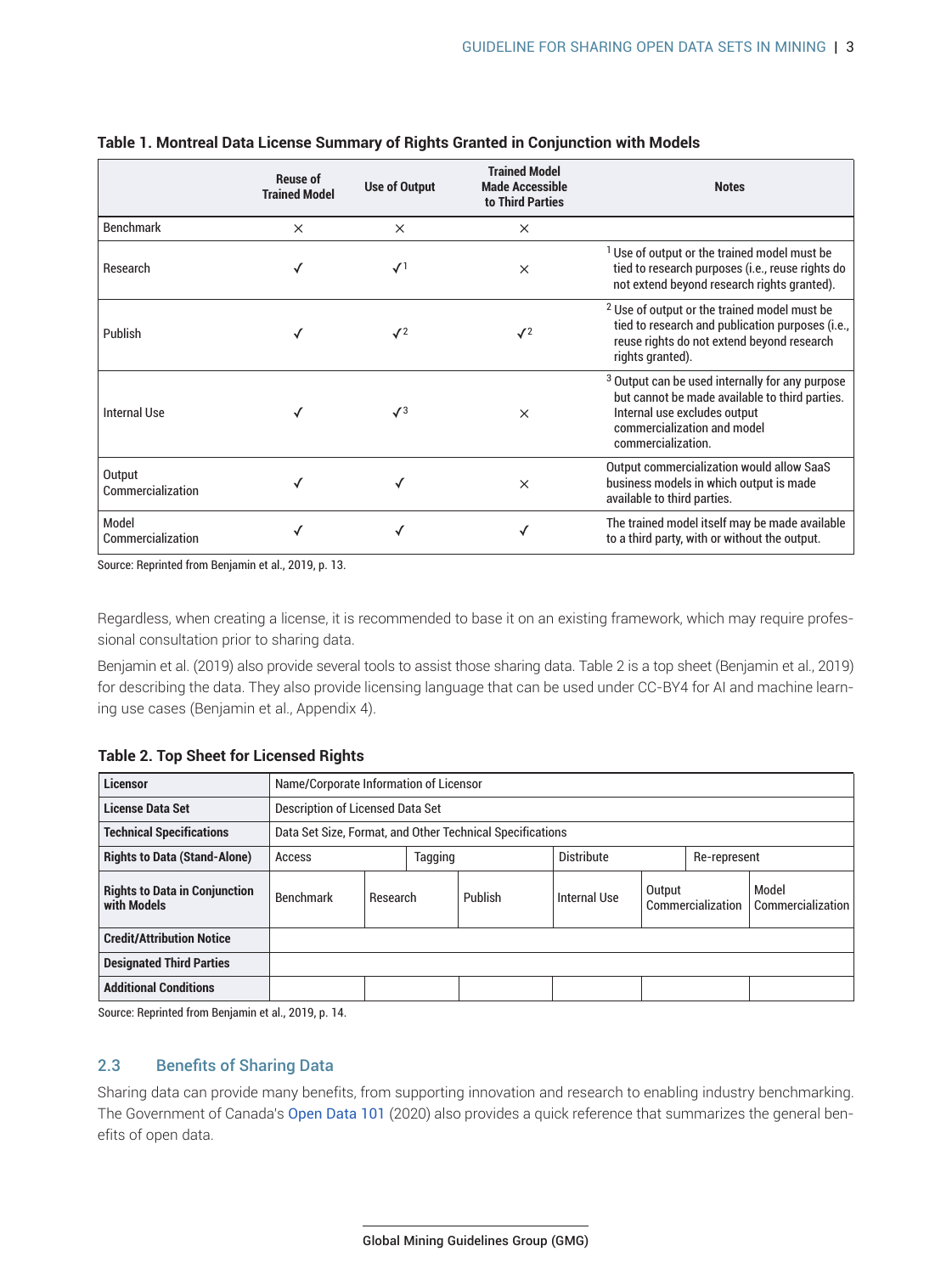**Table 1. Montreal Data License Summary of Rights Granted in Conjunction with Models**

| | Reuse of Trained Model | Use of Output | Trained Model Made Accessible to Third Parties | Notes |
|---|---|---|---|---|
| Benchmark | × | × | × | |
| Research | ✓ | ✓[1] | × | [1] Use of output or the trained model must be tied to research purposes (i.e., reuse rights do not extend beyond research rights granted). |
| Publish | ✓ | ✓[2] | ✓[2] | [2] Use of output or the trained model must be tied to research and publication purposes (i.e., reuse rights do not extend beyond research rights granted). |
| Internal Use | ✓ | ✓[3] | × | [3] Output can be used internally for any purpose but cannot be made available to third parties. Internal use excludes output commercialization and model commercialization. |
| Output Commercialization | ✓ | ✓ | × | Output commercialization would allow SaaS business models in which output is made available to third parties. |
| Model Commercialization | ✓ | ✓ | ✓ | The trained model itself may be made available to a third party, with or without the output. |

Source: Reprinted from Benjamin et al., 2019, p. 13.

Regardless, when creating a license, it is recommended to base it on an existing framework, which may require professional consultation prior to sharing data.

Benjamin et al. (2019) also provide several tools to assist those sharing data. Table 2 is a top sheet (Benjamin et al., 2019) for describing the data. They also provide licensing language that can be used under CC-BY4 for AI and machine learning use cases (Benjamin et al., Appendix 4).

**Table 2. Top Sheet for Licensed Rights**

| **Licensor** | Name/Corporate Information of Licensor | | | | | |
|---|---|---|---|---|---|---|
| **License Data Set** | Description of Licensed Data Set | | | | | |
| **Technical Specifications** | Data Set Size, Format, and Other Technical Specifications | | | | | |
| **Rights to Data (Stand-Alone)** | Access | Tagging | | Distribute | Re-represent | |
| **Rights to Data in Conjunction with Models** | Benchmark | Research | Publish | Internal Use | Output Commercialization | Model Commercialization |
| **Credit/Attribution Notice** | | | | | | |
| **Designated Third Parties** | | | | | | |
| **Additional Conditions** | | | | | | |

Source: Reprinted from Benjamin et al., 2019, p. 14.

## 2.3 Benefits of Sharing Data

Sharing data can provide many benefits, from supporting innovation and research to enabling industry benchmarking. The Government of Canada's Open Data 101 (2020) also provides a quick reference that summarizes the general benefits of open data.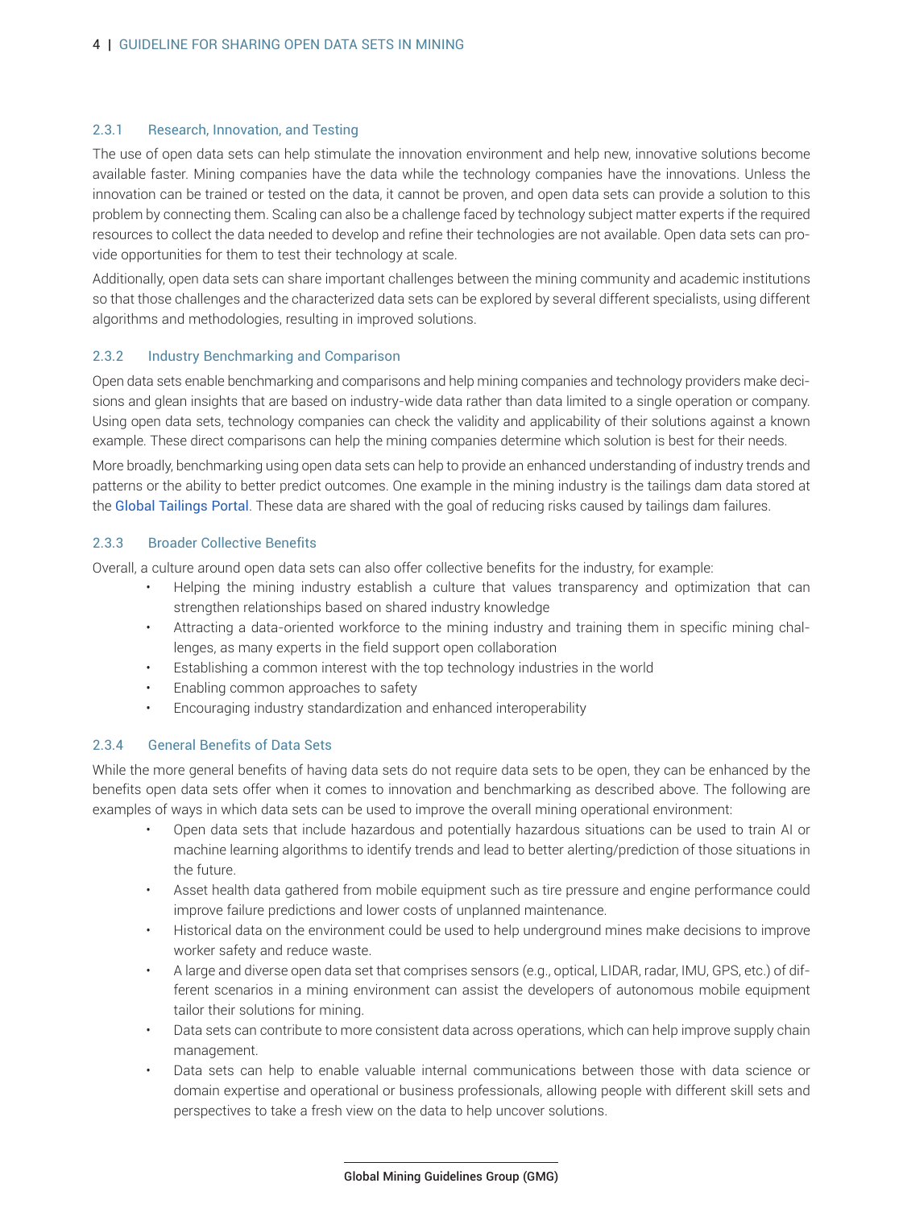### 2.3.1 Research, Innovation, and Testing

The use of open data sets can help stimulate the innovation environment and help new, innovative solutions become available faster. Mining companies have the data while the technology companies have the innovations. Unless the innovation can be trained or tested on the data, it cannot be proven, and open data sets can provide a solution to this problem by connecting them. Scaling can also be a challenge faced by technology subject matter experts if the required resources to collect the data needed to develop and refine their technologies are not available. Open data sets can provide opportunities for them to test their technology at scale.

Additionally, open data sets can share important challenges between the mining community and academic institutions so that those challenges and the characterized data sets can be explored by several different specialists, using different algorithms and methodologies, resulting in improved solutions.

### 2.3.2 Industry Benchmarking and Comparison

Open data sets enable benchmarking and comparisons and help mining companies and technology providers make decisions and glean insights that are based on industry-wide data rather than data limited to a single operation or company. Using open data sets, technology companies can check the validity and applicability of their solutions against a known example. These direct comparisons can help the mining companies determine which solution is best for their needs.

More broadly, benchmarking using open data sets can help to provide an enhanced understanding of industry trends and patterns or the ability to better predict outcomes. One example in the mining industry is the tailings dam data stored at the Global Tailings Portal. These data are shared with the goal of reducing risks caused by tailings dam failures.

### 2.3.3 Broader Collective Benefits

Overall, a culture around open data sets can also offer collective benefits for the industry, for example:

- Helping the mining industry establish a culture that values transparency and optimization that can strengthen relationships based on shared industry knowledge
- Attracting a data-oriented workforce to the mining industry and training them in specific mining challenges, as many experts in the field support open collaboration
- Establishing a common interest with the top technology industries in the world
- Enabling common approaches to safety
- Encouraging industry standardization and enhanced interoperability

### 2.3.4 General Benefits of Data Sets

While the more general benefits of having data sets do not require data sets to be open, they can be enhanced by the benefits open data sets offer when it comes to innovation and benchmarking as described above. The following are examples of ways in which data sets can be used to improve the overall mining operational environment:

- Open data sets that include hazardous and potentially hazardous situations can be used to train AI or machine learning algorithms to identify trends and lead to better alerting/prediction of those situations in the future.
- Asset health data gathered from mobile equipment such as tire pressure and engine performance could improve failure predictions and lower costs of unplanned maintenance.
- Historical data on the environment could be used to help underground mines make decisions to improve worker safety and reduce waste.
- A large and diverse open data set that comprises sensors (e.g., optical, LIDAR, radar, IMU, GPS, etc.) of different scenarios in a mining environment can assist the developers of autonomous mobile equipment tailor their solutions for mining.
- Data sets can contribute to more consistent data across operations, which can help improve supply chain management.
- Data sets can help to enable valuable internal communications between those with data science or domain expertise and operational or business professionals, allowing people with different skill sets and perspectives to take a fresh view on the data to help uncover solutions.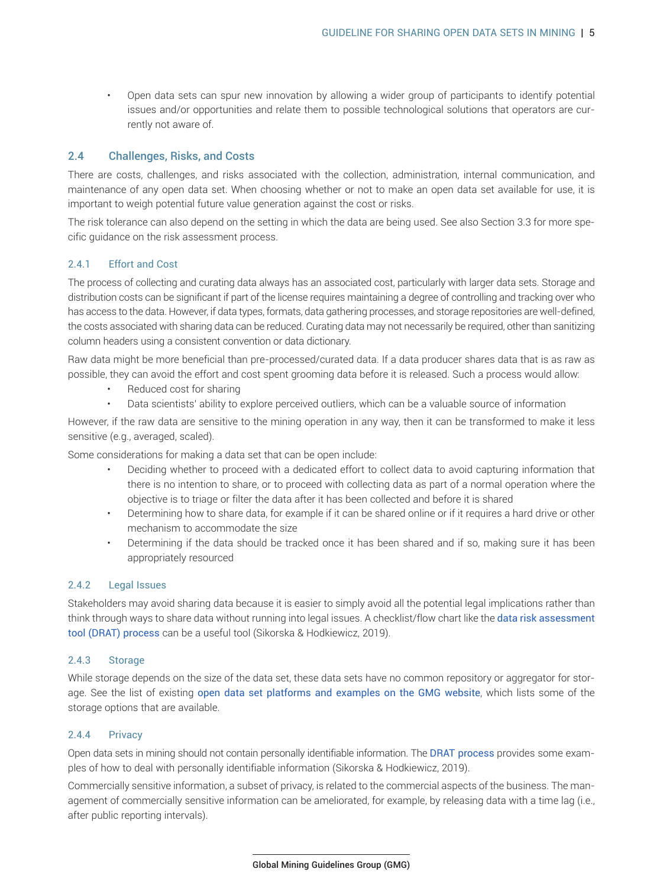- Open data sets can spur new innovation by allowing a wider group of participants to identify potential issues and/or opportunities and relate them to possible technological solutions that operators are currently not aware of.

## 2.4 Challenges, Risks, and Costs

There are costs, challenges, and risks associated with the collection, administration, internal communication, and maintenance of any open data set. When choosing whether or not to make an open data set available for use, it is important to weigh potential future value generation against the cost or risks.

The risk tolerance can also depend on the setting in which the data are being used. See also Section 3.3 for more specific guidance on the risk assessment process.

### 2.4.1 Effort and Cost

The process of collecting and curating data always has an associated cost, particularly with larger data sets. Storage and distribution costs can be significant if part of the license requires maintaining a degree of controlling and tracking over who has access to the data. However, if data types, formats, data gathering processes, and storage repositories are well-defined, the costs associated with sharing data can be reduced. Curating data may not necessarily be required, other than sanitizing column headers using a consistent convention or data dictionary.

Raw data might be more beneficial than pre-processed/curated data. If a data producer shares data that is as raw as possible, they can avoid the effort and cost spent grooming data before it is released. Such a process would allow:

- Reduced cost for sharing
- Data scientists' ability to explore perceived outliers, which can be a valuable source of information

However, if the raw data are sensitive to the mining operation in any way, then it can be transformed to make it less sensitive (e.g., averaged, scaled).

Some considerations for making a data set that can be open include:

- Deciding whether to proceed with a dedicated effort to collect data to avoid capturing information that there is no intention to share, or to proceed with collecting data as part of a normal operation where the objective is to triage or filter the data after it has been collected and before it is shared
- Determining how to share data, for example if it can be shared online or if it requires a hard drive or other mechanism to accommodate the size
- Determining if the data should be tracked once it has been shared and if so, making sure it has been appropriately resourced

### 2.4.2 Legal Issues

Stakeholders may avoid sharing data because it is easier to simply avoid all the potential legal implications rather than think through ways to share data without running into legal issues. A checklist/flow chart like the data risk assessment tool (DRAT) process can be a useful tool (Sikorska & Hodkiewicz, 2019).

### 2.4.3 Storage

While storage depends on the size of the data set, these data sets have no common repository or aggregator for storage. See the list of existing open data set platforms and examples on the GMG website, which lists some of the storage options that are available.

### 2.4.4 Privacy

Open data sets in mining should not contain personally identifiable information. The DRAT process provides some examples of how to deal with personally identifiable information (Sikorska & Hodkiewicz, 2019).

Commercially sensitive information, a subset of privacy, is related to the commercial aspects of the business. The management of commercially sensitive information can be ameliorated, for example, by releasing data with a time lag (i.e., after public reporting intervals).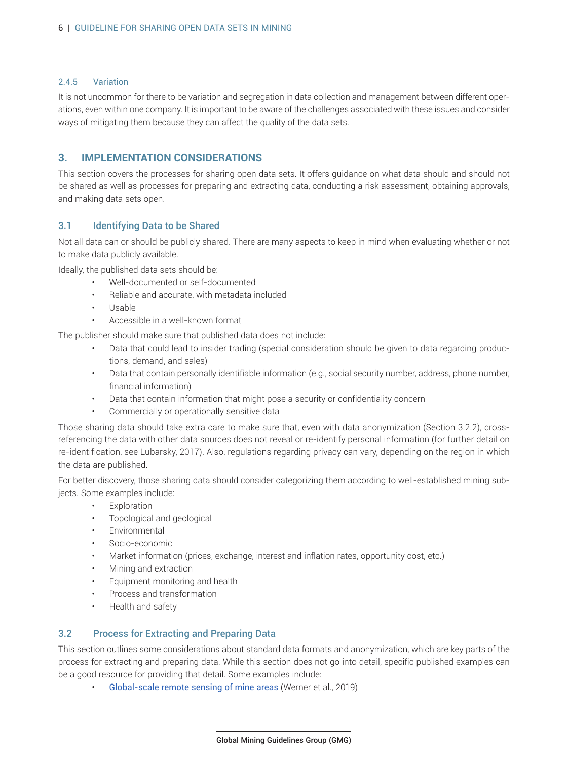#### 2.4.5 Variation

It is not uncommon for there to be variation and segregation in data collection and management between different operations, even within one company. It is important to be aware of the challenges associated with these issues and consider ways of mitigating them because they can affect the quality of the data sets.

## 3. IMPLEMENTATION CONSIDERATIONS

This section covers the processes for sharing open data sets. It offers guidance on what data should and should not be shared as well as processes for preparing and extracting data, conducting a risk assessment, obtaining approvals, and making data sets open.

### 3.1 Identifying Data to be Shared

Not all data can or should be publicly shared. There are many aspects to keep in mind when evaluating whether or not to make data publicly available.

Ideally, the published data sets should be:

- Well-documented or self-documented
- Reliable and accurate, with metadata included
- Usable
- Accessible in a well-known format

The publisher should make sure that published data does not include:

- Data that could lead to insider trading (special consideration should be given to data regarding productions, demand, and sales)
- Data that contain personally identifiable information (e.g., social security number, address, phone number, financial information)
- Data that contain information that might pose a security or confidentiality concern
- Commercially or operationally sensitive data

Those sharing data should take extra care to make sure that, even with data anonymization (Section 3.2.2), cross-referencing the data with other data sources does not reveal or re-identify personal information (for further detail on re-identification, see Lubarsky, 2017). Also, regulations regarding privacy can vary, depending on the region in which the data are published.

For better discovery, those sharing data should consider categorizing them according to well-established mining subjects. Some examples include:

- Exploration
- Topological and geological
- Environmental
- Socio-economic
- Market information (prices, exchange, interest and inflation rates, opportunity cost, etc.)
- Mining and extraction
- Equipment monitoring and health
- Process and transformation
- Health and safety

### 3.2 Process for Extracting and Preparing Data

This section outlines some considerations about standard data formats and anonymization, which are key parts of the process for extracting and preparing data. While this section does not go into detail, specific published examples can be a good resource for providing that detail. Some examples include:

- Global-scale remote sensing of mine areas (Werner et al., 2019)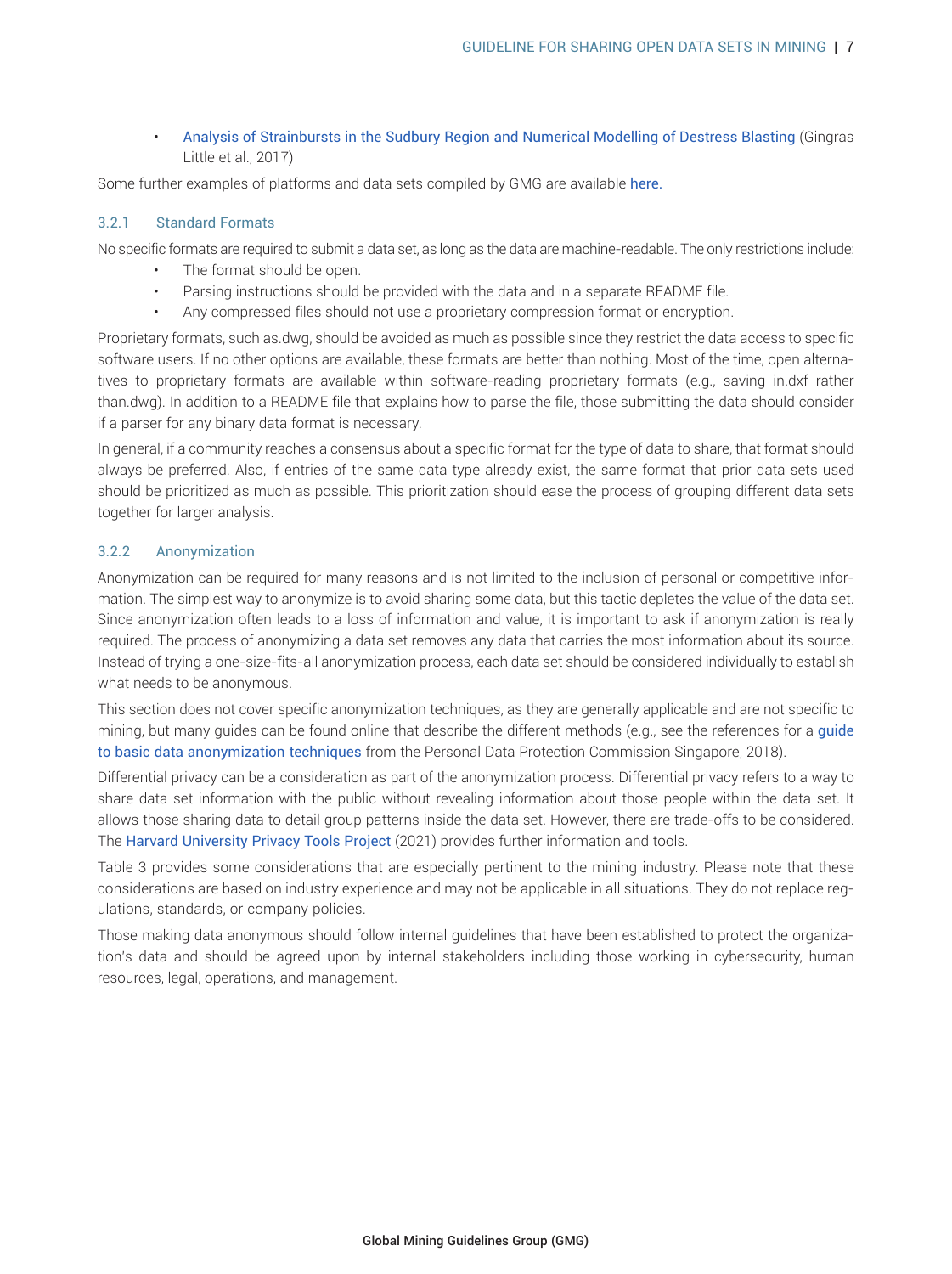- Analysis of Strainbursts in the Sudbury Region and Numerical Modelling of Destress Blasting (Gingras Little et al., 2017)

Some further examples of platforms and data sets compiled by GMG are available here.

### 3.2.1 Standard Formats

No specific formats are required to submit a data set, as long as the data are machine-readable. The only restrictions include:

- The format should be open.
- Parsing instructions should be provided with the data and in a separate README file.
- Any compressed files should not use a proprietary compression format or encryption.

Proprietary formats, such as.dwg, should be avoided as much as possible since they restrict the data access to specific software users. If no other options are available, these formats are better than nothing. Most of the time, open alternatives to proprietary formats are available within software-reading proprietary formats (e.g., saving in.dxf rather than.dwg). In addition to a README file that explains how to parse the file, those submitting the data should consider if a parser for any binary data format is necessary.

In general, if a community reaches a consensus about a specific format for the type of data to share, that format should always be preferred. Also, if entries of the same data type already exist, the same format that prior data sets used should be prioritized as much as possible. This prioritization should ease the process of grouping different data sets together for larger analysis.

### 3.2.2 Anonymization

Anonymization can be required for many reasons and is not limited to the inclusion of personal or competitive information. The simplest way to anonymize is to avoid sharing some data, but this tactic depletes the value of the data set. Since anonymization often leads to a loss of information and value, it is important to ask if anonymization is really required. The process of anonymizing a data set removes any data that carries the most information about its source. Instead of trying a one-size-fits-all anonymization process, each data set should be considered individually to establish what needs to be anonymous.

This section does not cover specific anonymization techniques, as they are generally applicable and are not specific to mining, but many guides can be found online that describe the different methods (e.g., see the references for a guide to basic data anonymization techniques from the Personal Data Protection Commission Singapore, 2018).

Differential privacy can be a consideration as part of the anonymization process. Differential privacy refers to a way to share data set information with the public without revealing information about those people within the data set. It allows those sharing data to detail group patterns inside the data set. However, there are trade-offs to be considered. The Harvard University Privacy Tools Project (2021) provides further information and tools.

Table 3 provides some considerations that are especially pertinent to the mining industry. Please note that these considerations are based on industry experience and may not be applicable in all situations. They do not replace regulations, standards, or company policies.

Those making data anonymous should follow internal guidelines that have been established to protect the organization's data and should be agreed upon by internal stakeholders including those working in cybersecurity, human resources, legal, operations, and management.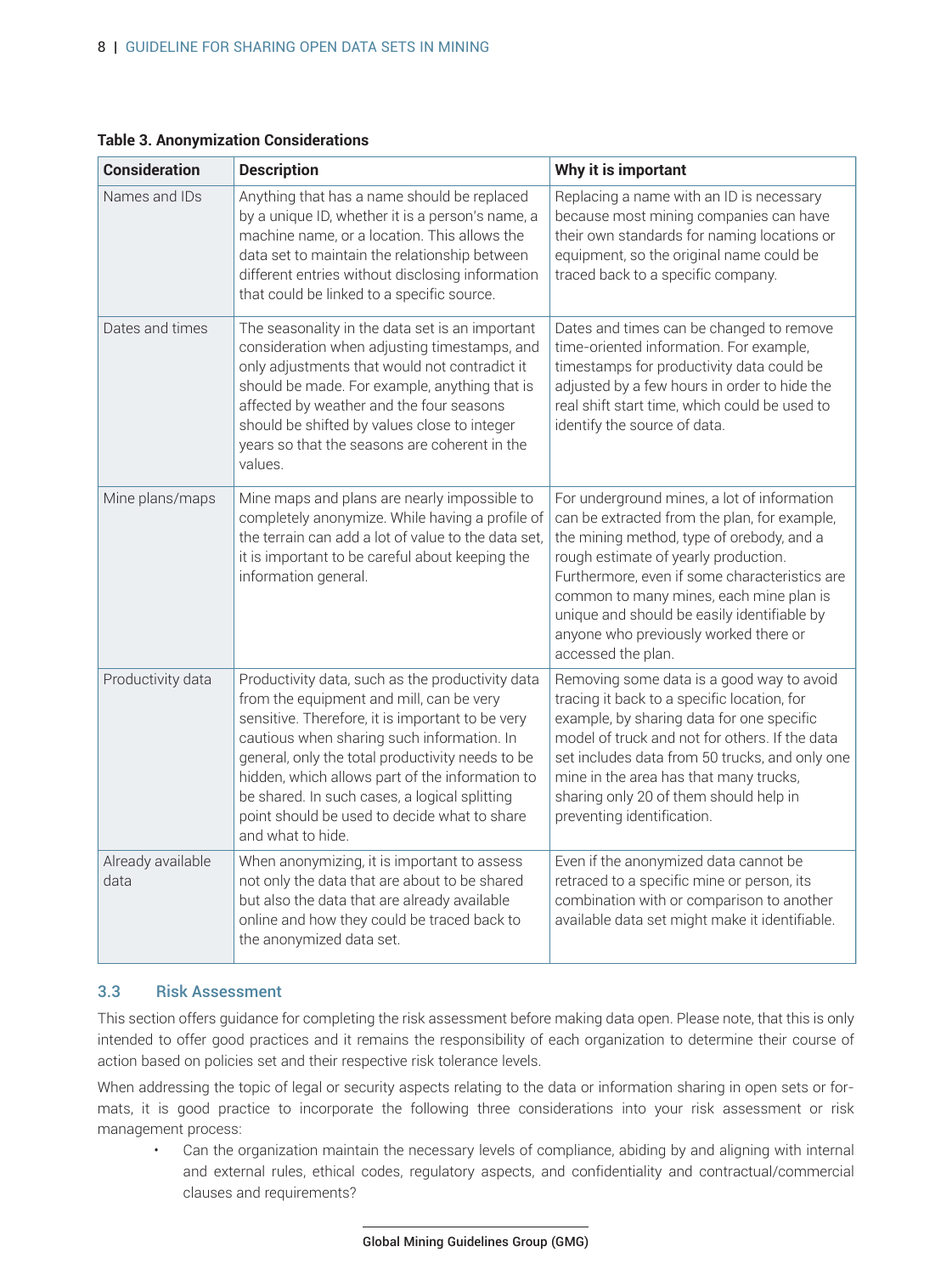**Table 3. Anonymization Considerations**

| Consideration | Description | Why it is important |
|---|---|---|
| Names and IDs | Anything that has a name should be replaced by a unique ID, whether it is a person's name, a machine name, or a location. This allows the data set to maintain the relationship between different entries without disclosing information that could be linked to a specific source. | Replacing a name with an ID is necessary because most mining companies can have their own standards for naming locations or equipment, so the original name could be traced back to a specific company. |
| Dates and times | The seasonality in the data set is an important consideration when adjusting timestamps, and only adjustments that would not contradict it should be made. For example, anything that is affected by weather and the four seasons should be shifted by values close to integer years so that the seasons are coherent in the values. | Dates and times can be changed to remove time-oriented information. For example, timestamps for productivity data could be adjusted by a few hours in order to hide the real shift start time, which could be used to identify the source of data. |
| Mine plans/maps | Mine maps and plans are nearly impossible to completely anonymize. While having a profile of the terrain can add a lot of value to the data set, it is important to be careful about keeping the information general. | For underground mines, a lot of information can be extracted from the plan, for example, the mining method, type of orebody, and a rough estimate of yearly production. Furthermore, even if some characteristics are common to many mines, each mine plan is unique and should be easily identifiable by anyone who previously worked there or accessed the plan. |
| Productivity data | Productivity data, such as the productivity data from the equipment and mill, can be very sensitive. Therefore, it is important to be very cautious when sharing such information. In general, only the total productivity needs to be hidden, which allows part of the information to be shared. In such cases, a logical splitting point should be used to decide what to share and what to hide. | Removing some data is a good way to avoid tracing it back to a specific location, for example, by sharing data for one specific model of truck and not for others. If the data set includes data from 50 trucks, and only one mine in the area has that many trucks, sharing only 20 of them should help in preventing identification. |
| Already available data | When anonymizing, it is important to assess not only the data that are about to be shared but also the data that are already available online and how they could be traced back to the anonymized data set. | Even if the anonymized data cannot be retraced to a specific mine or person, its combination with or comparison to another available data set might make it identifiable. |

## 3.3 Risk Assessment

This section offers guidance for completing the risk assessment before making data open. Please note, that this is only intended to offer good practices and it remains the responsibility of each organization to determine their course of action based on policies set and their respective risk tolerance levels.

When addressing the topic of legal or security aspects relating to the data or information sharing in open sets or formats, it is good practice to incorporate the following three considerations into your risk assessment or risk management process:

- Can the organization maintain the necessary levels of compliance, abiding by and aligning with internal and external rules, ethical codes, regulatory aspects, and confidentiality and contractual/commercial clauses and requirements?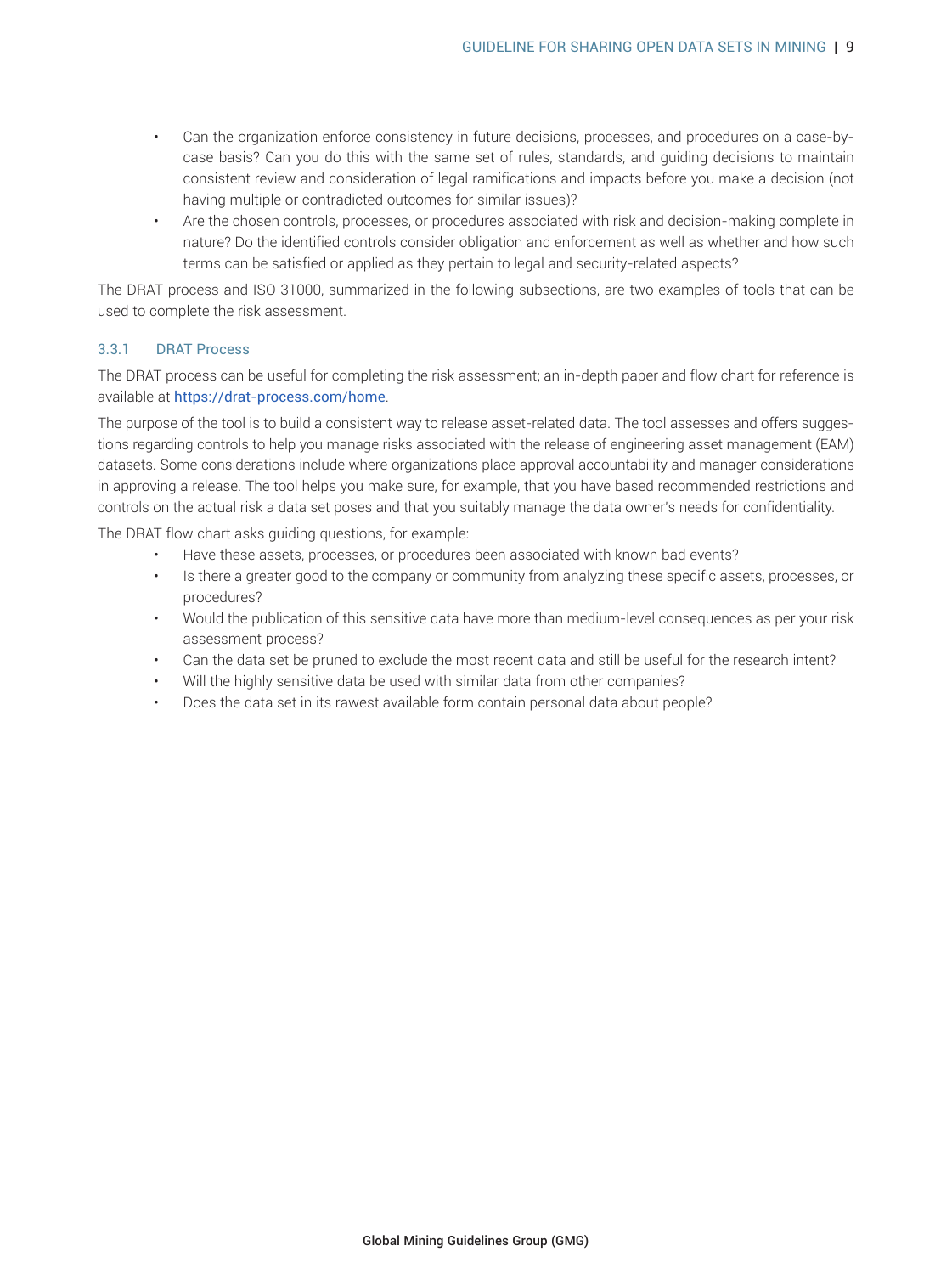- Can the organization enforce consistency in future decisions, processes, and procedures on a case-by-case basis? Can you do this with the same set of rules, standards, and guiding decisions to maintain consistent review and consideration of legal ramifications and impacts before you make a decision (not having multiple or contradicted outcomes for similar issues)?
- Are the chosen controls, processes, or procedures associated with risk and decision-making complete in nature? Do the identified controls consider obligation and enforcement as well as whether and how such terms can be satisfied or applied as they pertain to legal and security-related aspects?

The DRAT process and ISO 31000, summarized in the following subsections, are two examples of tools that can be used to complete the risk assessment.

### 3.3.1 DRAT Process

The DRAT process can be useful for completing the risk assessment; an in-depth paper and flow chart for reference is available at https://drat-process.com/home.

The purpose of the tool is to build a consistent way to release asset-related data. The tool assesses and offers suggestions regarding controls to help you manage risks associated with the release of engineering asset management (EAM) datasets. Some considerations include where organizations place approval accountability and manager considerations in approving a release. The tool helps you make sure, for example, that you have based recommended restrictions and controls on the actual risk a data set poses and that you suitably manage the data owner's needs for confidentiality.

The DRAT flow chart asks guiding questions, for example:

- Have these assets, processes, or procedures been associated with known bad events?
- Is there a greater good to the company or community from analyzing these specific assets, processes, or procedures?
- Would the publication of this sensitive data have more than medium-level consequences as per your risk assessment process?
- Can the data set be pruned to exclude the most recent data and still be useful for the research intent?
- Will the highly sensitive data be used with similar data from other companies?
- Does the data set in its rawest available form contain personal data about people?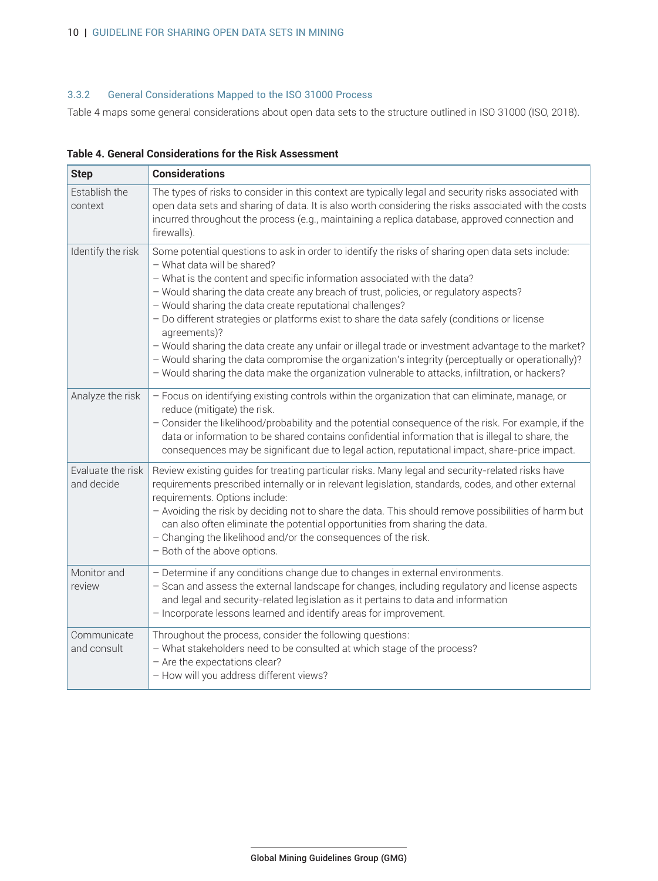### 3.3.2 General Considerations Mapped to the ISO 31000 Process

Table 4 maps some general considerations about open data sets to the structure outlined in ISO 31000 (ISO, 2018).

**Table 4. General Considerations for the Risk Assessment**

| Step | Considerations |
| --- | --- |
| Establish the context | The types of risks to consider in this context are typically legal and security risks associated with open data sets and sharing of data. It is also worth considering the risks associated with the costs incurred throughout the process (e.g., maintaining a replica database, approved connection and firewalls). |
| Identify the risk | Some potential questions to ask in order to identify the risks of sharing open data sets include:<br>– What data will be shared?<br>– What is the content and specific information associated with the data?<br>– Would sharing the data create any breach of trust, policies, or regulatory aspects?<br>– Would sharing the data create reputational challenges?<br>– Do different strategies or platforms exist to share the data safely (conditions or license agreements)?<br>– Would sharing the data create any unfair or illegal trade or investment advantage to the market?<br>– Would sharing the data compromise the organization's integrity (perceptually or operationally)?<br>– Would sharing the data make the organization vulnerable to attacks, infiltration, or hackers? |
| Analyze the risk | – Focus on identifying existing controls within the organization that can eliminate, manage, or reduce (mitigate) the risk.<br>– Consider the likelihood/probability and the potential consequence of the risk. For example, if the data or information to be shared contains confidential information that is illegal to share, the consequences may be significant due to legal action, reputational impact, share-price impact. |
| Evaluate the risk and decide | Review existing guides for treating particular risks. Many legal and security-related risks have requirements prescribed internally or in relevant legislation, standards, codes, and other external requirements. Options include:<br>– Avoiding the risk by deciding not to share the data. This should remove possibilities of harm but can also often eliminate the potential opportunities from sharing the data.<br>– Changing the likelihood and/or the consequences of the risk.<br>– Both of the above options. |
| Monitor and review | – Determine if any conditions change due to changes in external environments.<br>– Scan and assess the external landscape for changes, including regulatory and license aspects and legal and security-related legislation as it pertains to data and information<br>– Incorporate lessons learned and identify areas for improvement. |
| Communicate and consult | Throughout the process, consider the following questions:<br>– What stakeholders need to be consulted at which stage of the process?<br>– Are the expectations clear?<br>– How will you address different views? |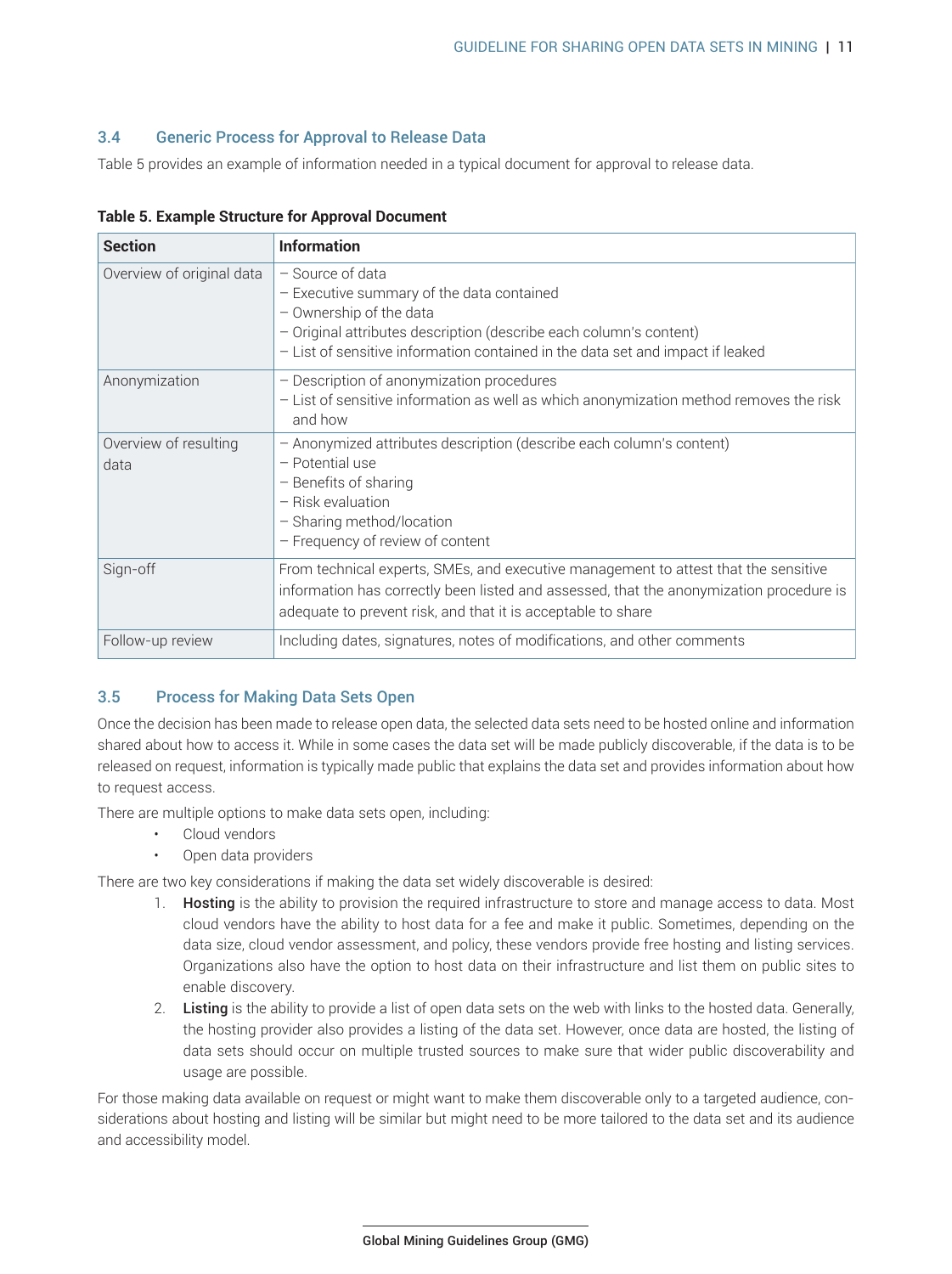### 3.4 Generic Process for Approval to Release Data

Table 5 provides an example of information needed in a typical document for approval to release data.

**Table 5. Example Structure for Approval Document**

| Section | Information |
|---|---|
| Overview of original data | – Source of data<br>– Executive summary of the data contained<br>– Ownership of the data<br>– Original attributes description (describe each column's content)<br>– List of sensitive information contained in the data set and impact if leaked |
| Anonymization | – Description of anonymization procedures<br>– List of sensitive information as well as which anonymization method removes the risk and how |
| Overview of resulting data | – Anonymized attributes description (describe each column's content)<br>– Potential use<br>– Benefits of sharing<br>– Risk evaluation<br>– Sharing method/location<br>– Frequency of review of content |
| Sign-off | From technical experts, SMEs, and executive management to attest that the sensitive information has correctly been listed and assessed, that the anonymization procedure is adequate to prevent risk, and that it is acceptable to share |
| Follow-up review | Including dates, signatures, notes of modifications, and other comments |

### 3.5 Process for Making Data Sets Open

Once the decision has been made to release open data, the selected data sets need to be hosted online and information shared about how to access it. While in some cases the data set will be made publicly discoverable, if the data is to be released on request, information is typically made public that explains the data set and provides information about how to request access.

There are multiple options to make data sets open, including:

- Cloud vendors
- Open data providers

There are two key considerations if making the data set widely discoverable is desired:

1. **Hosting** is the ability to provision the required infrastructure to store and manage access to data. Most cloud vendors have the ability to host data for a fee and make it public. Sometimes, depending on the data size, cloud vendor assessment, and policy, these vendors provide free hosting and listing services. Organizations also have the option to host data on their infrastructure and list them on public sites to enable discovery.
2. **Listing** is the ability to provide a list of open data sets on the web with links to the hosted data. Generally, the hosting provider also provides a listing of the data set. However, once data are hosted, the listing of data sets should occur on multiple trusted sources to make sure that wider public discoverability and usage are possible.

For those making data available on request or might want to make them discoverable only to a targeted audience, considerations about hosting and listing will be similar but might need to be more tailored to the data set and its audience and accessibility model.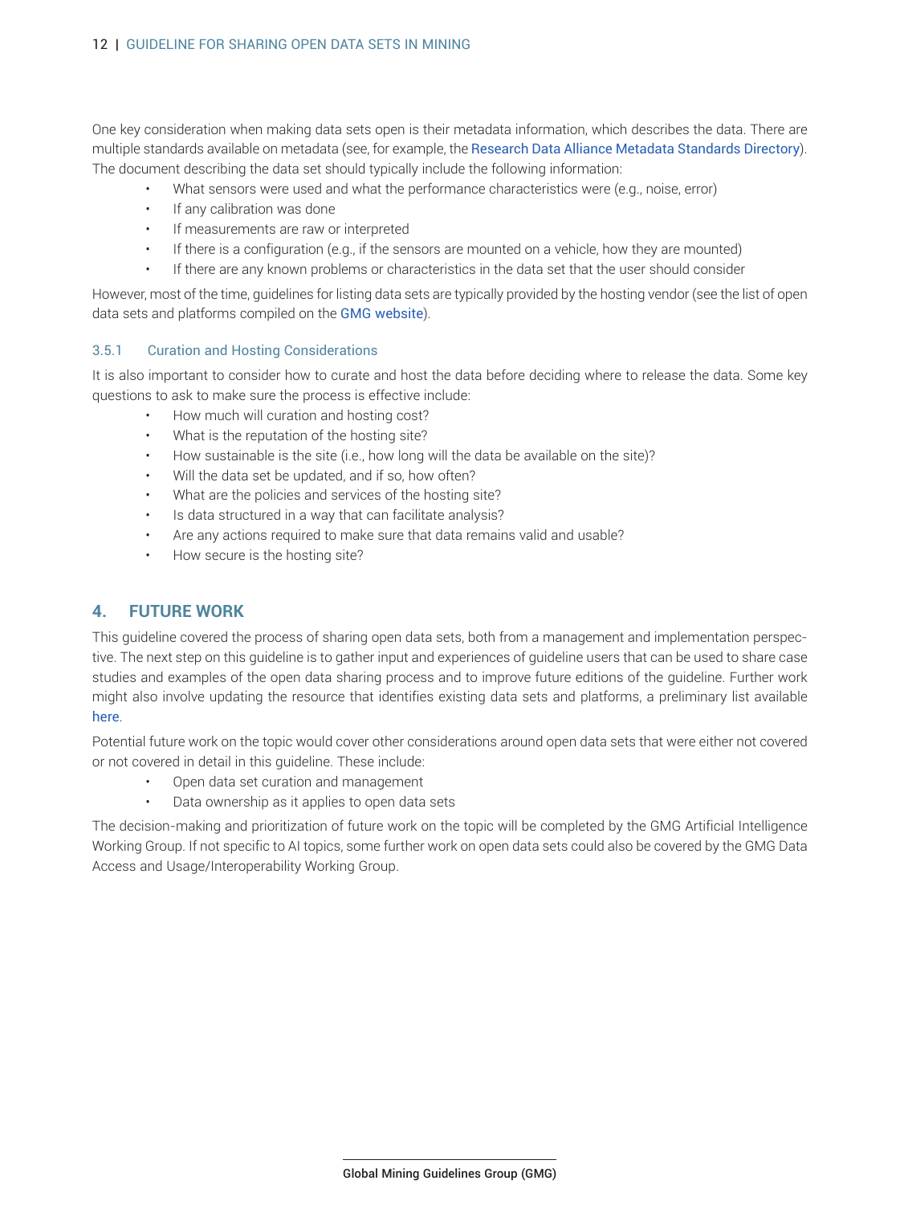One key consideration when making data sets open is their metadata information, which describes the data. There are multiple standards available on metadata (see, for example, the Research Data Alliance Metadata Standards Directory). The document describing the data set should typically include the following information:

- What sensors were used and what the performance characteristics were (e.g., noise, error)
- If any calibration was done
- If measurements are raw or interpreted
- If there is a configuration (e.g., if the sensors are mounted on a vehicle, how they are mounted)
- If there are any known problems or characteristics in the data set that the user should consider

However, most of the time, guidelines for listing data sets are typically provided by the hosting vendor (see the list of open data sets and platforms compiled on the GMG website).

### 3.5.1 Curation and Hosting Considerations

It is also important to consider how to curate and host the data before deciding where to release the data. Some key questions to ask to make sure the process is effective include:

- How much will curation and hosting cost?
- What is the reputation of the hosting site?
- How sustainable is the site (i.e., how long will the data be available on the site)?
- Will the data set be updated, and if so, how often?
- What are the policies and services of the hosting site?
- Is data structured in a way that can facilitate analysis?
- Are any actions required to make sure that data remains valid and usable?
- How secure is the hosting site?

## 4. FUTURE WORK

This guideline covered the process of sharing open data sets, both from a management and implementation perspective. The next step on this guideline is to gather input and experiences of guideline users that can be used to share case studies and examples of the open data sharing process and to improve future editions of the guideline. Further work might also involve updating the resource that identifies existing data sets and platforms, a preliminary list available here.

Potential future work on the topic would cover other considerations around open data sets that were either not covered or not covered in detail in this guideline. These include:

- Open data set curation and management
- Data ownership as it applies to open data sets

The decision-making and prioritization of future work on the topic will be completed by the GMG Artificial Intelligence Working Group. If not specific to AI topics, some further work on open data sets could also be covered by the GMG Data Access and Usage/Interoperability Working Group.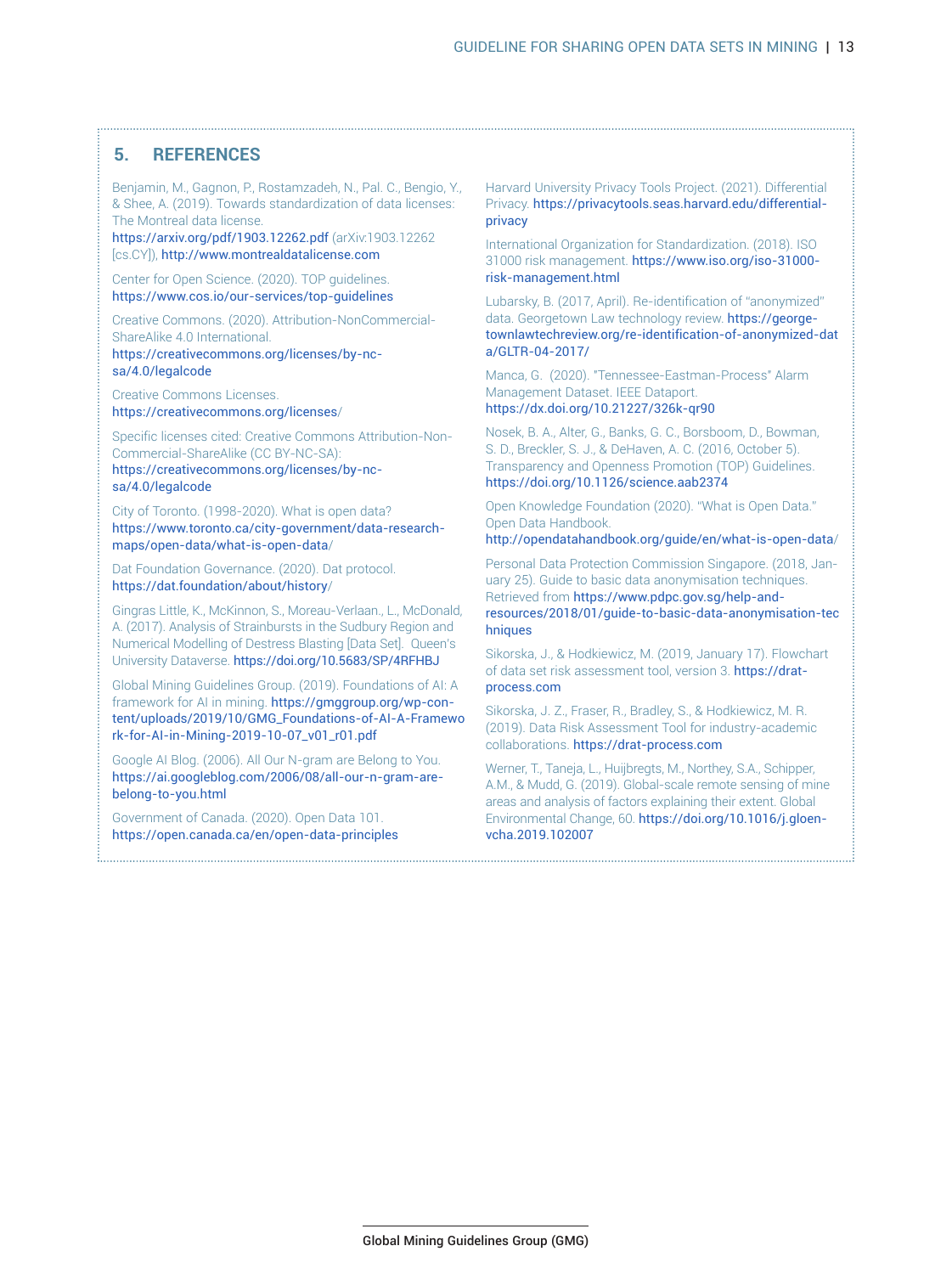## 5. REFERENCES

Benjamin, M., Gagnon, P., Rostamzadeh, N., Pal. C., Bengio, Y., & Shee, A. (2019). Towards standardization of data licenses: The Montreal data license. https://arxiv.org/pdf/1903.12262.pdf (arXiv:1903.12262 [cs.CY]), http://www.montrealdatalicense.com

Center for Open Science. (2020). TOP guidelines. https://www.cos.io/our-services/top-guidelines

Creative Commons. (2020). Attribution-NonCommercial-ShareAlike 4.0 International. https://creativecommons.org/licenses/by-nc-sa/4.0/legalcode

Creative Commons Licenses. https://creativecommons.org/licenses/

Specific licenses cited: Creative Commons Attribution-Non-Commercial-ShareAlike (CC BY-NC-SA): https://creativecommons.org/licenses/by-nc-sa/4.0/legalcode

City of Toronto. (1998-2020). What is open data? https://www.toronto.ca/city-government/data-research-maps/open-data/what-is-open-data/

Dat Foundation Governance. (2020). Dat protocol. https://dat.foundation/about/history/

Gingras Little, K., McKinnon, S., Moreau-Verlaan., L., McDonald, A. (2017). Analysis of Strainbursts in the Sudbury Region and Numerical Modelling of Destress Blasting [Data Set]. Queen's University Dataverse. https://doi.org/10.5683/SP/4RFHBJ

Global Mining Guidelines Group. (2019). Foundations of AI: A framework for AI in mining. https://gmggroup.org/wp-content/uploads/2019/10/GMG_Foundations-of-AI-A-Framework-for-AI-in-Mining-2019-10-07_v01_r01.pdf

Google AI Blog. (2006). All Our N-gram are Belong to You. https://ai.googleblog.com/2006/08/all-our-n-gram-are-belong-to-you.html

Government of Canada. (2020). Open Data 101. https://open.canada.ca/en/open-data-principles

Harvard University Privacy Tools Project. (2021). Differential Privacy. https://privacytools.seas.harvard.edu/differential-privacy

International Organization for Standardization. (2018). ISO 31000 risk management. https://www.iso.org/iso-31000-risk-management.html

Lubarsky, B. (2017, April). Re-identification of "anonymized" data. Georgetown Law technology review. https://georgetownlawtechreview.org/re-identification-of-anonymized-data/GLTR-04-2017/

Manca, G. (2020). "Tennessee-Eastman-Process" Alarm Management Dataset. IEEE Dataport. https://dx.doi.org/10.21227/326k-qr90

Nosek, B. A., Alter, G., Banks, G. C., Borsboom, D., Bowman, S. D., Breckler, S. J., & DeHaven, A. C. (2016, October 5). Transparency and Openness Promotion (TOP) Guidelines. https://doi.org/10.1126/science.aab2374

Open Knowledge Foundation (2020). "What is Open Data." Open Data Handbook. http://opendatahandbook.org/guide/en/what-is-open-data/

Personal Data Protection Commission Singapore. (2018, January 25). Guide to basic data anonymisation techniques. Retrieved from https://www.pdpc.gov.sg/help-and-resources/2018/01/guide-to-basic-data-anonymisation-techniques

Sikorska, J., & Hodkiewicz, M. (2019, January 17). Flowchart of data set risk assessment tool, version 3. https://drat-process.com

Sikorska, J. Z., Fraser, R., Bradley, S., & Hodkiewicz, M. R. (2019). Data Risk Assessment Tool for industry-academic collaborations. https://drat-process.com

Werner, T., Taneja, L., Huijbregts, M., Northey, S.A., Schipper, A.M., & Mudd, G. (2019). Global-scale remote sensing of mine areas and analysis of factors explaining their extent. Global Environmental Change, 60. https://doi.org/10.1016/j.gloenvcha.2019.102007